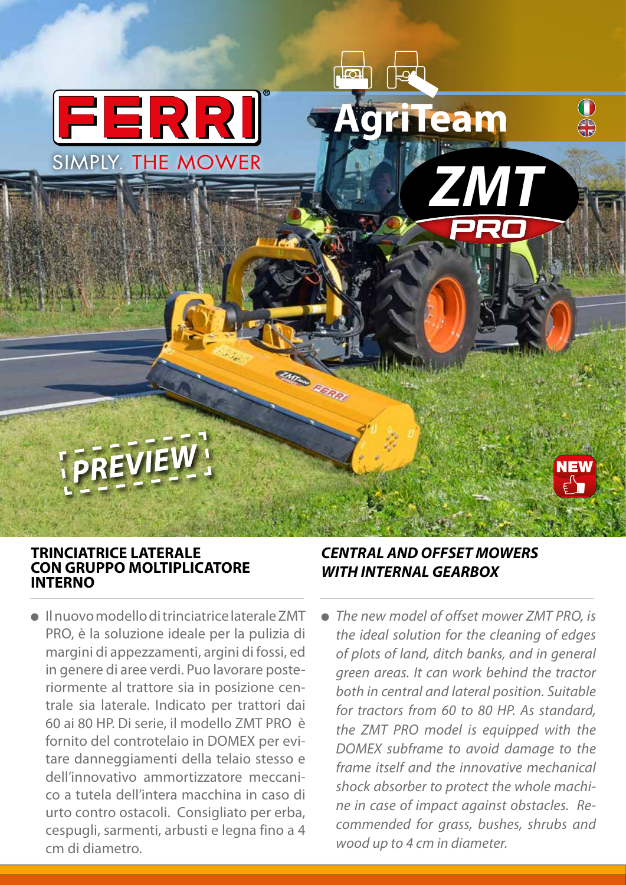FERRI®

SIMPLY. THE MOWER

AgriTeam

ZMT PRO

PREVIEW

NEW

## TRINCIATRICE LATERALE CON GRUPPO MOLTIPLICATORE INTERNO

- Il nuovo modello di trinciatrice laterale ZMT PRO, è la soluzione ideale per la pulizia di margini di appezzamenti, argini di fossi, ed in genere di aree verdi. Puo lavorare posteriormente al trattore sia in posizione centrale sia laterale. Indicato per trattori dai 60 ai 80 HP. Di serie, il modello ZMT PRO è fornito del controtelaio in DOMEX per evitare danneggiamenti della telaio stesso e dell'innovativo ammortizzatore meccanico a tutela dell'intera macchina in caso di urto contro ostacoli. Consigliato per erba, cespugli, sarmenti, arbusti e legna fino a 4 cm di diametro.

## *CENTRAL AND OFFSET MOWERS WITH INTERNAL GEARBOX*

- *The new model of offset mower ZMT PRO, is the ideal solution for the cleaning of edges of plots of land, ditch banks, and in general green areas. It can work behind the tractor both in central and lateral position. Suitable for tractors from 60 to 80 HP. As standard, the ZMT PRO model is equipped with the DOMEX subframe to avoid damage to the frame itself and the innovative mechanical shock absorber to protect the whole machine in case of impact against obstacles. Recommended for grass, bushes, shrubs and wood up to 4 cm in diameter.*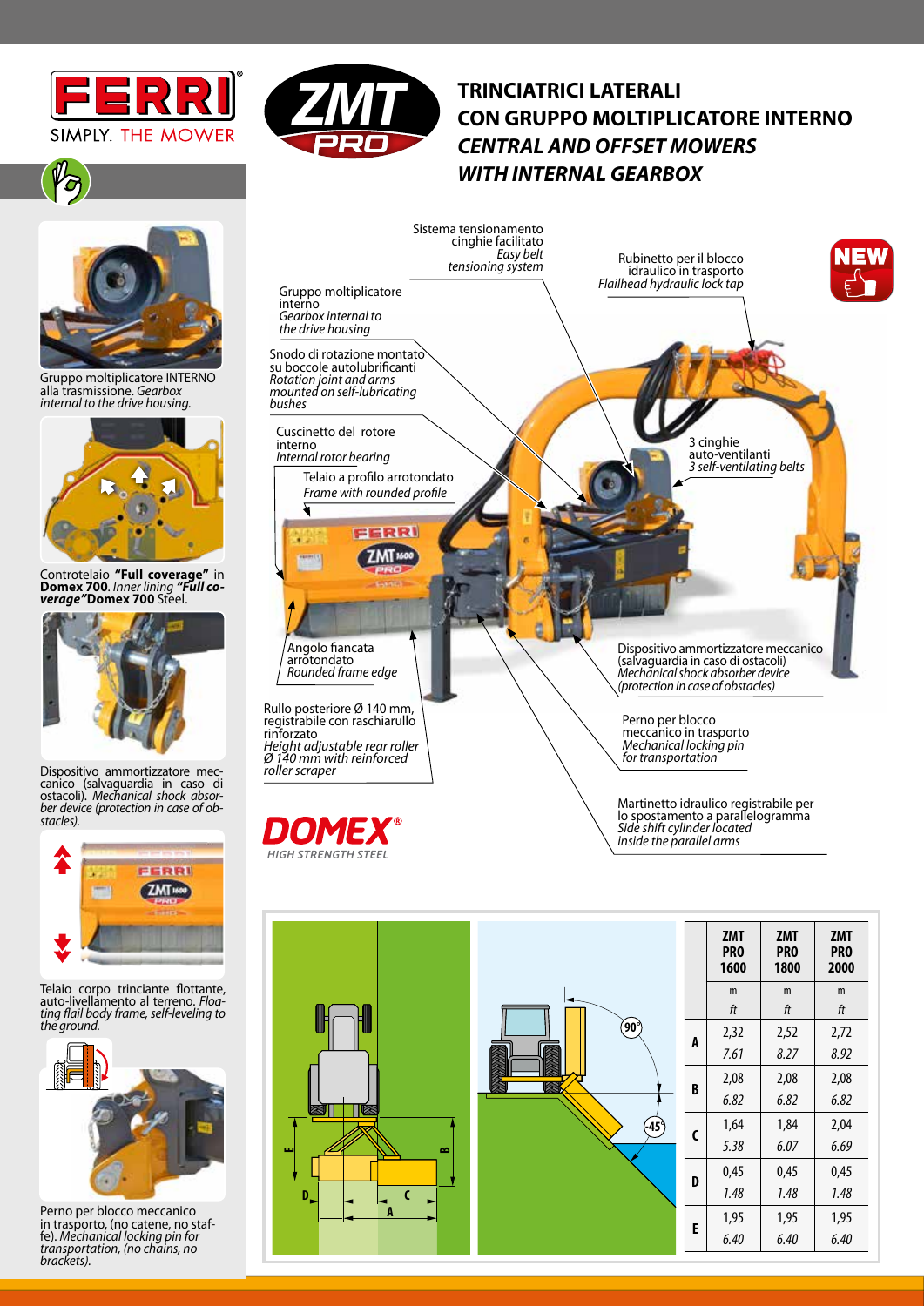FERRI

SIMPLY. THE MOWER

ZMT PRO

# TRINCIATRICI LATERALI CON GRUPPO MOLTIPLICATORE INTERNO

## *CENTRAL AND OFFSET MOWERS WITH INTERNAL GEARBOX*

NEW

Gruppo moltiplicatore INTERNO alla trasmissione. *Gearbox internal to the drive housing.*

Controtelaio **"Full coverage"** in **Domex 700**. *Inner lining **"Full coverage"*** **Domex 700** Steel.

Dispositivo ammortizzatore meccanico (salvaguardia in caso di ostacoli). *Mechanical shock absorber device (protection in case of obstacles).*

Telaio corpo trinciante flottante, auto-livellamento al terreno. *Floating flail body frame, self-leveling to the ground.*

Perno per blocco meccanico in trasporto, (no catene, no staffe). *Mechanical locking pin for transportation, (no chains, no brackets).*

Sistema tensionamento cinghie facilitato *Easy belt tensioning system*

Rubinetto per il blocco idraulico in trasporto *Flailhead hydraulic lock tap*

Gruppo moltiplicatore interno *Gearbox internal to the drive housing*

Snodo di rotazione montato su boccole autolubrificanti *Rotation joint and arms mounted on self-lubricating bushes*

Cuscinetto del rotore interno *Internal rotor bearing*

Telaio a profilo arrotondato *Frame with rounded profile*

3 cinghie auto-ventilanti *3 self-ventilating belts*

Angolo fiancata arrotondato *Rounded frame edge*

Dispositivo ammortizzatore meccanico (salvaguardia in caso di ostacoli) *Mechanical shock absorber device (protection in case of obstacles)*

Rullo posteriore Ø 140 mm, registrabile con raschiarullo rinforzato *Height adjustable rear roller Ø 140 mm with reinforced roller scraper*

Perno per blocco meccanico in trasporto *Mechanical locking pin for transportation*

Martinetto idraulico registrabile per lo spostamento a parallelogramma *Side shift cylinder located inside the parallel arms*

DOMEX® *HIGH STRENGTH STEEL*

| | ZMT PRO 1600 | ZMT PRO 1800 | ZMT PRO 2000 |
|---|---|---|---|
| | m | m | m |
| | *ft* | *ft* | *ft* |
| **A** | 2,32 | 2,52 | 2,72 |
| | *7.61* | *8.27* | *8.92* |
| **B** | 2,08 | 2,08 | 2,08 |
| | *6.82* | *6.82* | *6.82* |
| **C** | 1,64 | 1,84 | 2,04 |
| | *5.38* | *6.07* | *6.69* |
| **D** | 0,45 | 0,45 | 0,45 |
| | *1.48* | *1.48* | *1.48* |
| **E** | 1,95 | 1,95 | 1,95 |
| | *6.40* | *6.40* | *6.40* |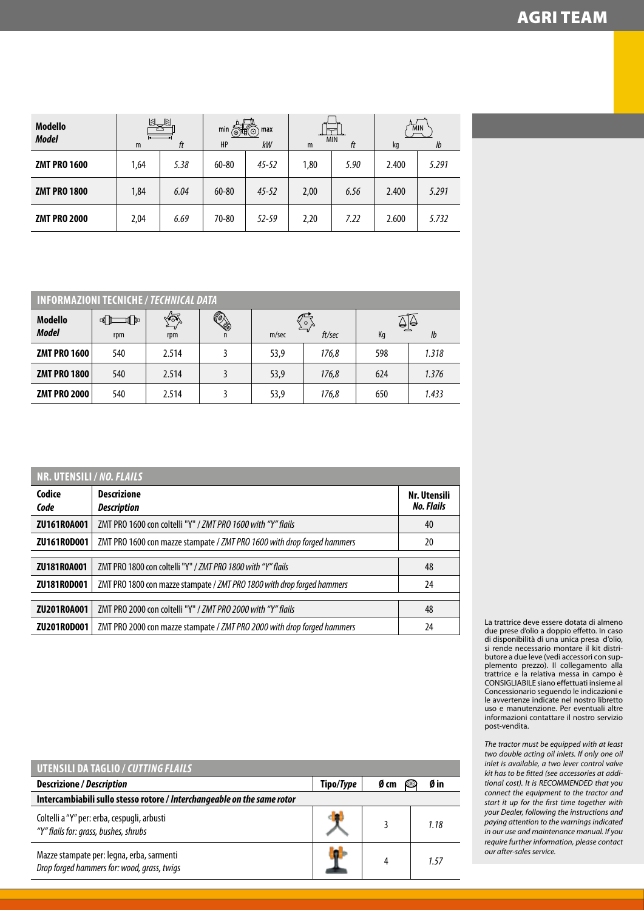| Modello *Model* | m | *ft* | min HP | max *kW* | MIN m | *ft* | kg | *lb* |
|---|---|---|---|---|---|---|---|---|
| **ZMT PRO 1600** | 1,64 | *5.38* | 60-80 | *45-52* | 1,80 | *5.90* | 2.400 | *5.291* |
| **ZMT PRO 1800** | 1,84 | *6.04* | 60-80 | *45-52* | 2,00 | *6.56* | 2.400 | *5.291* |
| **ZMT PRO 2000** | 2,04 | *6.69* | 70-80 | *52-59* | 2,20 | *7.22* | 2.600 | *5.732* |

## INFORMAZIONI TECNICHE / *TECHNICAL DATA*

| Modello *Model* | rpm | rpm | n | m/sec | *ft/sec* | Kg | *lb* |
|---|---|---|---|---|---|---|---|
| **ZMT PRO 1600** | 540 | 2.514 | 3 | 53,9 | *176,8* | 598 | *1.318* |
| **ZMT PRO 1800** | 540 | 2.514 | 3 | 53,9 | *176,8* | 624 | *1.376* |
| **ZMT PRO 2000** | 540 | 2.514 | 3 | 53,9 | *176,8* | 650 | *1.433* |

## NR. UTENSILI / *NO. FLAILS*

| Codice *Code* | Descrizione *Description* | Nr. Utensili *No. Flails* |
|---|---|---|
| **ZU161R0A001** | ZMT PRO 1600 con coltelli "Y" / *ZMT PRO 1600 with "Y" flails* | 40 |
| **ZU161R0D001** | ZMT PRO 1600 con mazze stampate / *ZMT PRO 1600 with drop forged hammers* | 20 |
| **ZU181R0A001** | ZMT PRO 1800 con coltelli "Y" / *ZMT PRO 1800 with "Y" flails* | 48 |
| **ZU181R0D001** | ZMT PRO 1800 con mazze stampate / *ZMT PRO 1800 with drop forged hammers* | 24 |
| **ZU201R0A001** | ZMT PRO 2000 con coltelli "Y" / *ZMT PRO 2000 with "Y" flails* | 48 |
| **ZU201R0D001** | ZMT PRO 2000 con mazze stampate / *ZMT PRO 2000 with drop forged hammers* | 24 |

## UTENSILI DA TAGLIO / *CUTTING FLAILS*

| Descrizione / *Description* | Tipo/*Type* | Ø cm | Ø in |
|---|---|---|---|
| **Intercambiabili sullo stesso rotore / *Interchangeable on the same rotor*** | | | |
| Coltelli a "Y" per: erba, cespugli, arbusti *"Y" flails for: grass, bushes, shrubs* | | 3 | *1.18* |
| Mazze stampate per: legna, erba, sarmenti *Drop forged hammers for: wood, grass, twigs* | | 4 | *1.57* |

La trattrice deve essere dotata di almeno due prese d'olio a doppio effetto. In caso di disponibilità di una unica presa d'olio, si rende necessario montare il kit distributore a due leve (vedi accessori con supplemento prezzo). Il collegamento alla trattrice e la relativa messa in campo è CONSIGLIABILE siano effettuati insieme al Concessionario seguendo le indicazioni e le avvertenze indicate nel nostro libretto uso e manutenzione. Per eventuali altre informazioni contattare il nostro servizio post-vendita.

*The tractor must be equipped with at least two double acting oil inlets. If only one oil inlet is available, a two lever control valve kit has to be fitted (see accessories at additional cost). It is RECOMMENDED that you connect the equipment to the tractor and start it up for the first time together with your Dealer, following the instructions and paying attention to the warnings indicated in our use and maintenance manual. If you require further information, please contact our after-sales service.*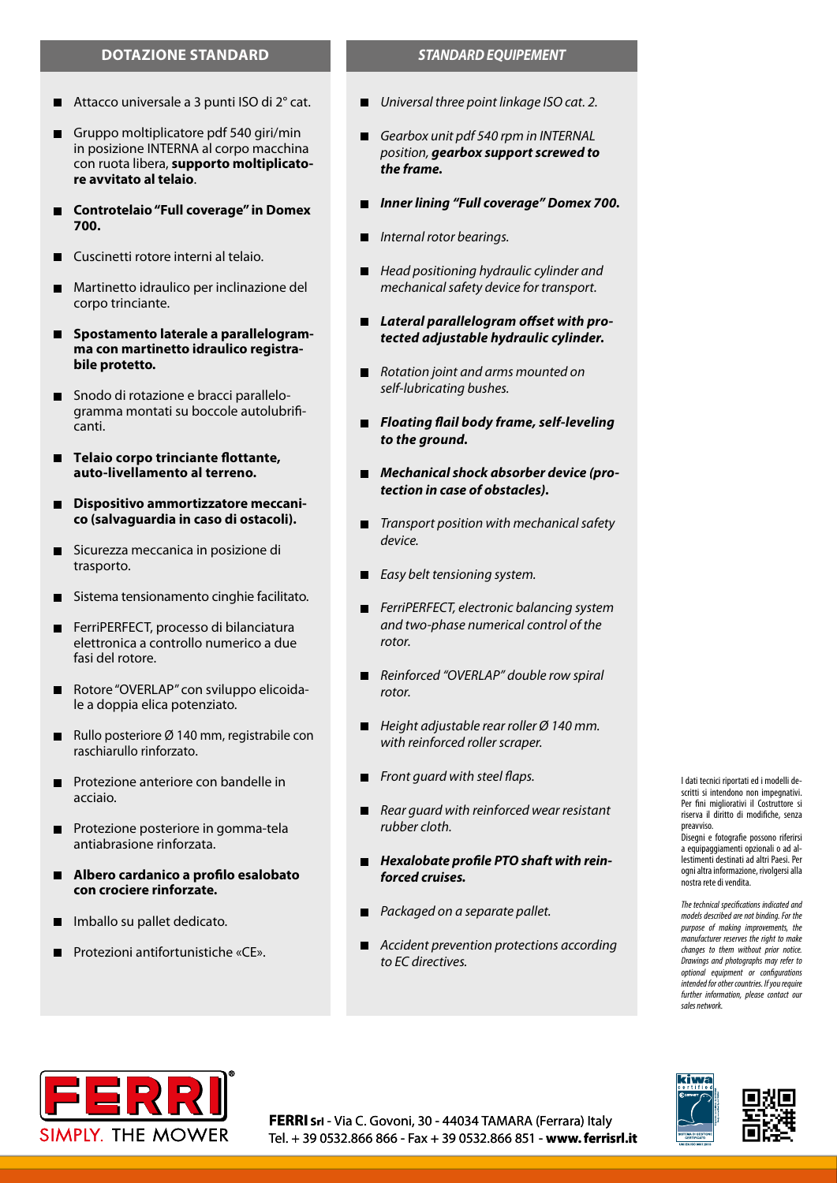## DOTAZIONE STANDARD

- Attacco universale a 3 punti ISO di 2° cat.
- Gruppo moltiplicatore pdf 540 giri/min in posizione INTERNA al corpo macchina con ruota libera, **supporto moltiplicatore avvitato al telaio**.
- **Controtelaio "Full coverage" in Domex 700.**
- Cuscinetti rotore interni al telaio.
- Martinetto idraulico per inclinazione del corpo trinciante.
- **Spostamento laterale a parallelogramma con martinetto idraulico registrabile protetto.**
- Snodo di rotazione e bracci parallelogramma montati su boccole autolubrificanti.
- **Telaio corpo trinciante flottante, auto-livellamento al terreno.**
- **Dispositivo ammortizzatore meccanico (salvaguardia in caso di ostacoli).**
- Sicurezza meccanica in posizione di trasporto.
- Sistema tensionamento cinghie facilitato.
- FerriPERFECT, processo di bilanciatura elettronica a controllo numerico a due fasi del rotore.
- Rotore "OVERLAP" con sviluppo elicoidale a doppia elica potenziato.
- Rullo posteriore Ø 140 mm, registrabile con raschiarullo rinforzato.
- Protezione anteriore con bandelle in acciaio.
- Protezione posteriore in gomma-tela antiabrasione rinforzata.
- **Albero cardanico a profilo esalobato con crociere rinforzate.**
- Imballo su pallet dedicato.
- Protezioni antifortunistiche «CE».

## *STANDARD EQUIPEMENT*

- *Universal three point linkage ISO cat. 2.*
- *Gearbox unit pdf 540 rpm in INTERNAL position, **gearbox support screwed to the frame.***
- ***Inner lining "Full coverage" Domex 700.***
- *Internal rotor bearings.*
- *Head positioning hydraulic cylinder and mechanical safety device for transport.*
- ***Lateral parallelogram offset with protected adjustable hydraulic cylinder.***
- *Rotation joint and arms mounted on self-lubricating bushes.*
- ***Floating flail body frame, self-leveling to the ground.***
- ***Mechanical shock absorber device (protection in case of obstacles).***
- *Transport position with mechanical safety device.*
- *Easy belt tensioning system.*
- *FerriPERFECT, electronic balancing system and two-phase numerical control of the rotor.*
- *Reinforced "OVERLAP" double row spiral rotor.*
- *Height adjustable rear roller Ø 140 mm. with reinforced roller scraper.*
- *Front guard with steel flaps.*
- *Rear guard with reinforced wear resistant rubber cloth.*
- ***Hexalobate profile PTO shaft with reinforced cruises.***
- *Packaged on a separate pallet.*
- *Accident prevention protections according to EC directives.*

I dati tecnici riportati ed i modelli descritti si intendono non impegnativi. Per fini migliorativi il Costruttore si riserva il diritto di modifiche, senza preavviso.
Disegni e fotografie possono riferirsi a equipaggiamenti opzionali o ad allestimenti destinati ad altri Paesi. Per ogni altra informazione, rivolgersi alla nostra rete di vendita.

*The technical specifications indicated and models described are not binding. For the purpose of making improvements, the manufacturer reserves the right to make changes to them without prior notice. Drawings and photographs may refer to optional equipment or configurations intended for other countries. If you require further information, please contact our sales network.*

FERRI® SIMPLY. THE MOWER

**FERRI Srl** - Via C. Govoni, 30 - 44034 TAMARA (Ferrara) Italy
Tel. + 39 0532.866 866 - Fax + 39 0532.866 851 - **www. ferrisrl.it**